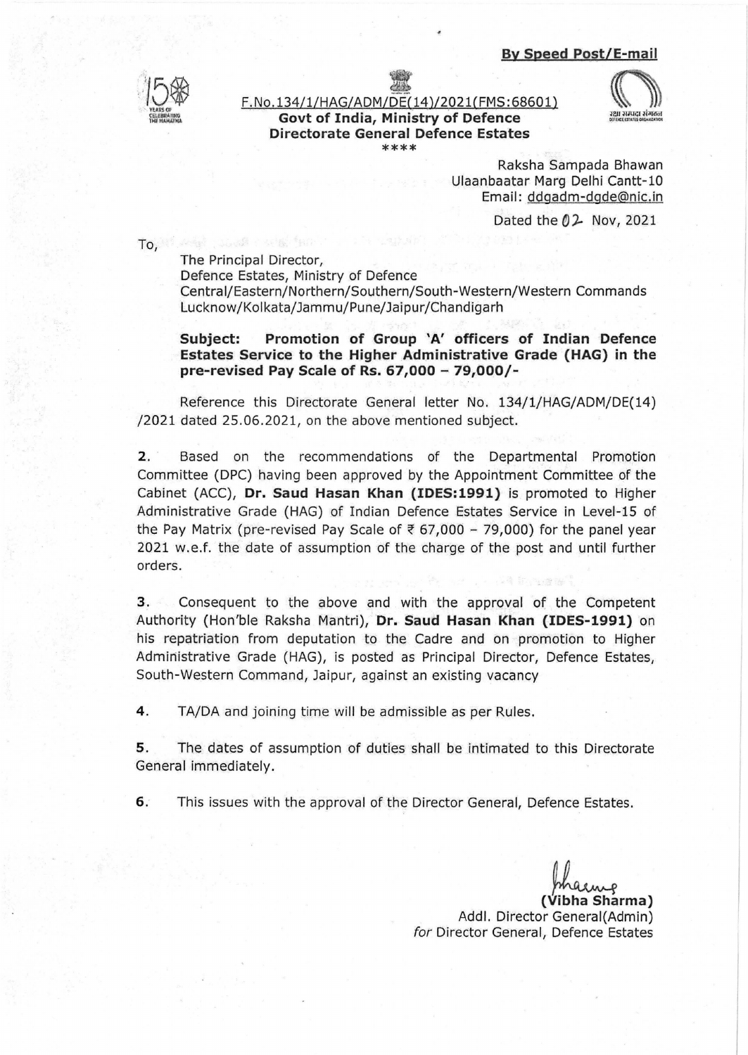**By Speed Post/E-mail**

F.No.134/1/HAG/ADM/DE(14)/2021(FMS:68601)
**Govt of India, Ministry of Defence**
**Directorate General Defence Estates**
\*\*\*\*

Raksha Sampada Bhawan
Ulaanbaatar Marg Delhi Cantt-10
Email: ddgadm-dgde@nic.in

Dated the 02 Nov, 2021

To,

The Principal Director,
Defence Estates, Ministry of Defence
Central/Eastern/Northern/Southern/South-Western/Western Commands
Lucknow/Kolkata/Jammu/Pune/Jaipur/Chandigarh

**Subject: Promotion of Group 'A' officers of Indian Defence Estates Service to the Higher Administrative Grade (HAG) in the pre-revised Pay Scale of Rs. 67,000 – 79,000/-**

Reference this Directorate General letter No. 134/1/HAG/ADM/DE(14)/2021 dated 25.06.2021, on the above mentioned subject.

**2.** Based on the recommendations of the Departmental Promotion Committee (DPC) having been approved by the Appointment Committee of the Cabinet (ACC), **Dr. Saud Hasan Khan (IDES:1991)** is promoted to Higher Administrative Grade (HAG) of Indian Defence Estates Service in Level-15 of the Pay Matrix (pre-revised Pay Scale of ₹ 67,000 – 79,000) for the panel year 2021 w.e.f. the date of assumption of the charge of the post and until further orders.

**3.** Consequent to the above and with the approval of the Competent Authority (Hon'ble Raksha Mantri), **Dr. Saud Hasan Khan (IDES-1991)** on his repatriation from deputation to the Cadre and on promotion to Higher Administrative Grade (HAG), is posted as Principal Director, Defence Estates, South-Western Command, Jaipur, against an existing vacancy

**4.** TA/DA and joining time will be admissible as per Rules.

**5.** The dates of assumption of duties shall be intimated to this Directorate General immediately.

**6.** This issues with the approval of the Director General, Defence Estates.

**(Vibha Sharma)**
Addl. Director General(Admin)
*for* Director General, Defence Estates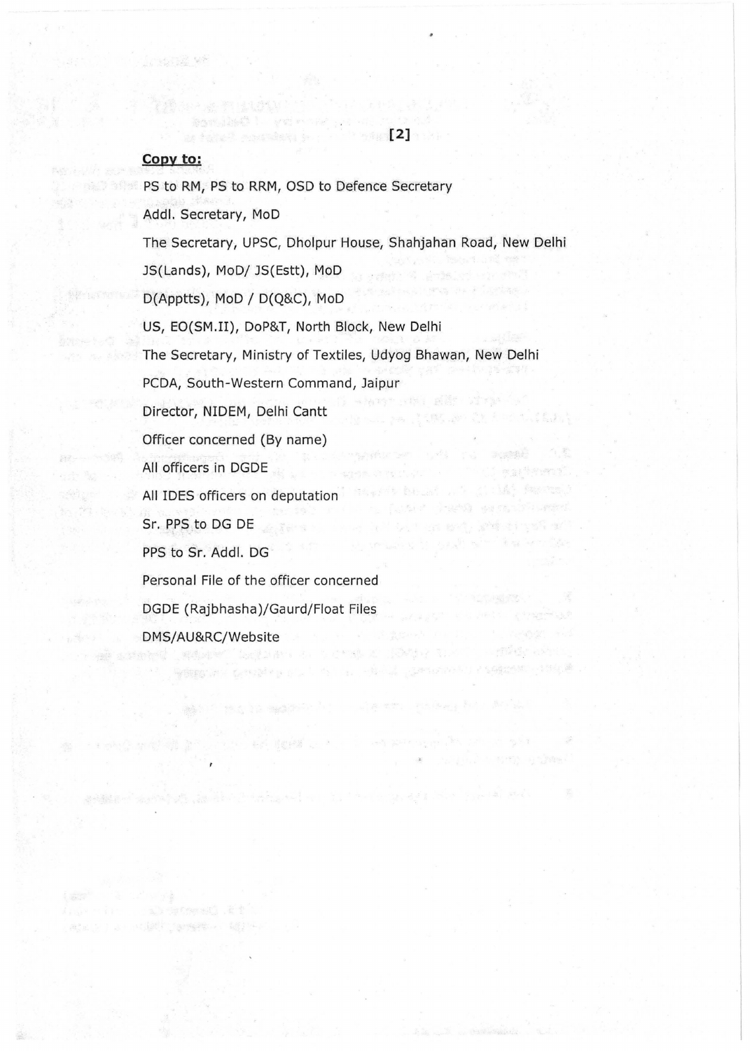**Copy to:**

PS to RM, PS to RRM, OSD to Defence Secretary

Addl. Secretary, MoD

The Secretary, UPSC, Dholpur House, Shahjahan Road, New Delhi

JS(Lands), MoD/ JS(Estt), MoD

D(Apptts), MoD / D(Q&C), MoD

US, EO(SM.II), DoP&T, North Block, New Delhi

The Secretary, Ministry of Textiles, Udyog Bhawan, New Delhi

PCDA, South-Western Command, Jaipur

Director, NIDEM, Delhi Cantt

Officer concerned (By name)

All officers in DGDE

All IDES officers on deputation

Sr. PPS to DG DE

PPS to Sr. Addl. DG

Personal File of the officer concerned

DGDE (Rajbhasha)/Gaurd/Float Files

DMS/AU&RC/Website